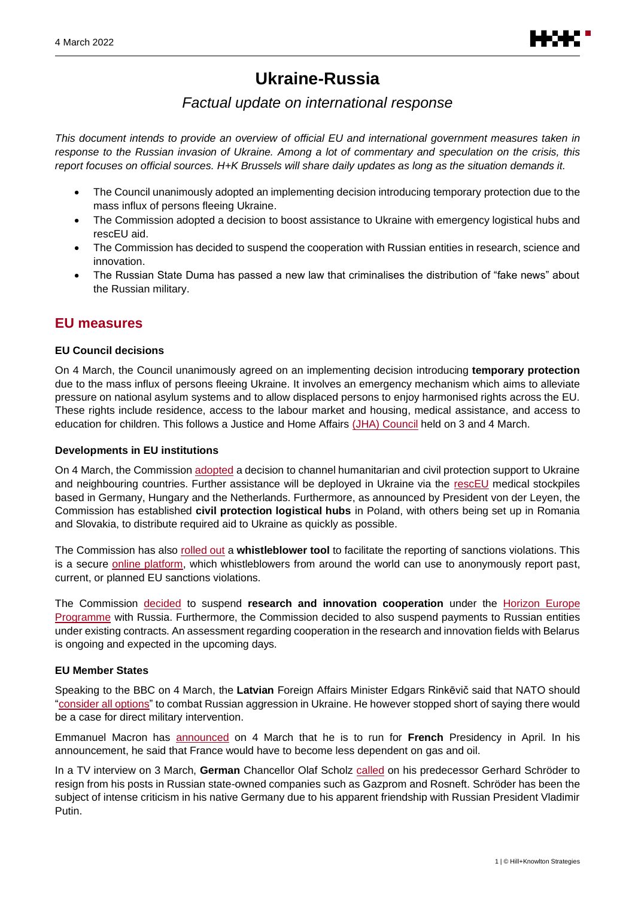4 March 2022

# Ukraine-Russia

## *Factual update on international response*

*This document intends to provide an overview of official EU and international government measures taken in response to the Russian invasion of Ukraine. Among a lot of commentary and speculation on the crisis, this report focuses on official sources. H+K Brussels will share daily updates as long as the situation demands it.*

- The Council unanimously adopted an implementing decision introducing temporary protection due to the mass influx of persons fleeing Ukraine.
- The Commission adopted a decision to boost assistance to Ukraine with emergency logistical hubs and rescEU aid.
- The Commission has decided to suspend the cooperation with Russian entities in research, science and innovation.
- The Russian State Duma has passed a new law that criminalises the distribution of "fake news" about the Russian military.

## EU measures

### EU Council decisions

On 4 March, the Council unanimously agreed on an implementing decision introducing **temporary protection** due to the mass influx of persons fleeing Ukraine. It involves an emergency mechanism which aims to alleviate pressure on national asylum systems and to allow displaced persons to enjoy harmonised rights across the EU. These rights include residence, access to the labour market and housing, medical assistance, and access to education for children. This follows a Justice and Home Affairs (JHA) Council held on 3 and 4 March.

### Developments in EU institutions

On 4 March, the Commission adopted a decision to channel humanitarian and civil protection support to Ukraine and neighbouring countries. Further assistance will be deployed in Ukraine via the rescEU medical stockpiles based in Germany, Hungary and the Netherlands. Furthermore, as announced by President von der Leyen, the Commission has established **civil protection logistical hubs** in Poland, with others being set up in Romania and Slovakia, to distribute required aid to Ukraine as quickly as possible.

The Commission has also rolled out a **whistleblower tool** to facilitate the reporting of sanctions violations. This is a secure online platform, which whistleblowers from around the world can use to anonymously report past, current, or planned EU sanctions violations.

The Commission decided to suspend **research and innovation cooperation** under the Horizon Europe Programme with Russia. Furthermore, the Commission decided to also suspend payments to Russian entities under existing contracts. An assessment regarding cooperation in the research and innovation fields with Belarus is ongoing and expected in the upcoming days.

### EU Member States

Speaking to the BBC on 4 March, the **Latvian** Foreign Affairs Minister Edgars Rinkēvičs said that NATO should "consider all options" to combat Russian aggression in Ukraine. He however stopped short of saying there would be a case for direct military intervention.

Emmanuel Macron has announced on 4 March that he is to run for **French** Presidency in April. In his announcement, he said that France would have to become less dependent on gas and oil.

In a TV interview on 3 March, **German** Chancellor Olaf Scholz called on his predecessor Gerhard Schröder to resign from his posts in Russian state-owned companies such as Gazprom and Rosneft. Schröder has been the subject of intense criticism in his native Germany due to his apparent friendship with Russian President Vladimir Putin.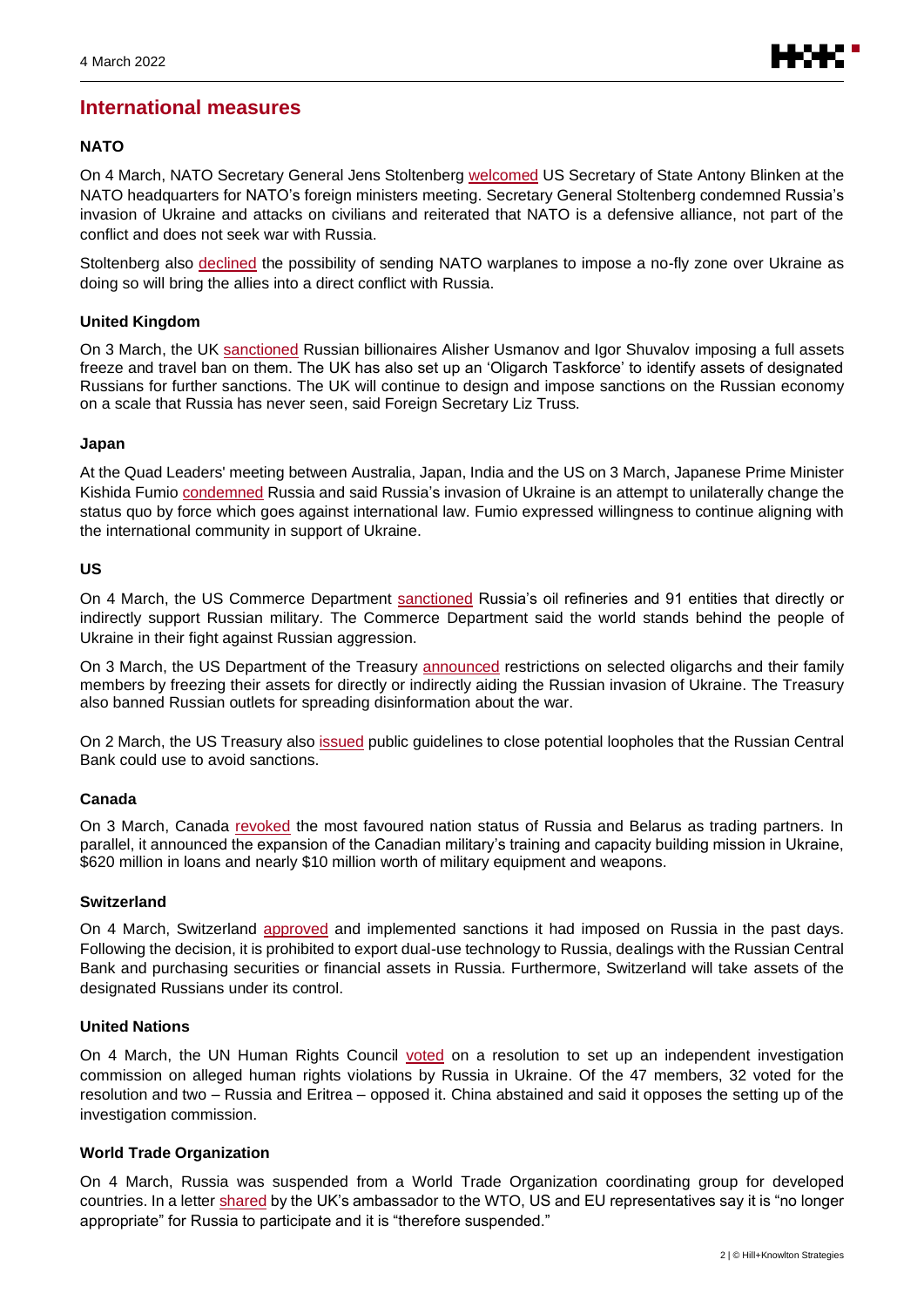## International measures

### NATO

On 4 March, NATO Secretary General Jens Stoltenberg welcomed US Secretary of State Antony Blinken at the NATO headquarters for NATO's foreign ministers meeting. Secretary General Stoltenberg condemned Russia's invasion of Ukraine and attacks on civilians and reiterated that NATO is a defensive alliance, not part of the conflict and does not seek war with Russia.

Stoltenberg also declined the possibility of sending NATO warplanes to impose a no-fly zone over Ukraine as doing so will bring the allies into a direct conflict with Russia.

### United Kingdom

On 3 March, the UK sanctioned Russian billionaires Alisher Usmanov and Igor Shuvalov imposing a full assets freeze and travel ban on them. The UK has also set up an 'Oligarch Taskforce' to identify assets of designated Russians for further sanctions. The UK will continue to design and impose sanctions on the Russian economy on a scale that Russia has never seen, said Foreign Secretary Liz Truss.

### Japan

At the Quad Leaders' meeting between Australia, Japan, India and the US on 3 March, Japanese Prime Minister Kishida Fumio condemned Russia and said Russia's invasion of Ukraine is an attempt to unilaterally change the status quo by force which goes against international law. Fumio expressed willingness to continue aligning with the international community in support of Ukraine.

### US

On 4 March, the US Commerce Department sanctioned Russia's oil refineries and 91 entities that directly or indirectly support Russian military. The Commerce Department said the world stands behind the people of Ukraine in their fight against Russian aggression.

On 3 March, the US Department of the Treasury announced restrictions on selected oligarchs and their family members by freezing their assets for directly or indirectly aiding the Russian invasion of Ukraine. The Treasury also banned Russian outlets for spreading disinformation about the war.

On 2 March, the US Treasury also issued public guidelines to close potential loopholes that the Russian Central Bank could use to avoid sanctions.

### Canada

On 3 March, Canada revoked the most favoured nation status of Russia and Belarus as trading partners. In parallel, it announced the expansion of the Canadian military's training and capacity building mission in Ukraine, $620 million in loans and nearly $10 million worth of military equipment and weapons.

### Switzerland

On 4 March, Switzerland approved and implemented sanctions it had imposed on Russia in the past days. Following the decision, it is prohibited to export dual-use technology to Russia, dealings with the Russian Central Bank and purchasing securities or financial assets in Russia. Furthermore, Switzerland will take assets of the designated Russians under its control.

### United Nations

On 4 March, the UN Human Rights Council voted on a resolution to set up an independent investigation commission on alleged human rights violations by Russia in Ukraine. Of the 47 members, 32 voted for the resolution and two – Russia and Eritrea – opposed it. China abstained and said it opposes the setting up of the investigation commission.

### World Trade Organization

On 4 March, Russia was suspended from a World Trade Organization coordinating group for developed countries. In a letter shared by the UK's ambassador to the WTO, US and EU representatives say it is "no longer appropriate" for Russia to participate and it is "therefore suspended."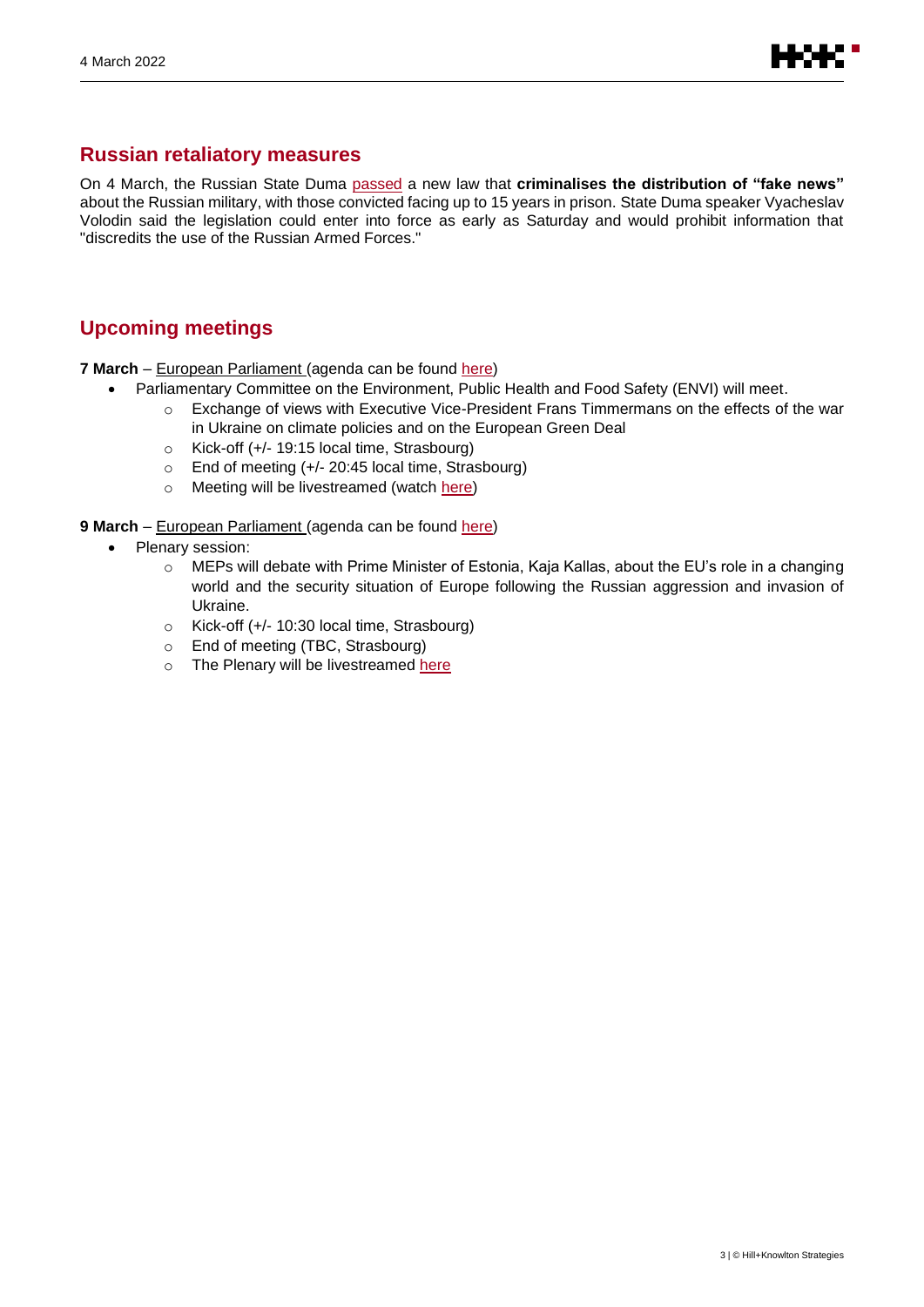## Russian retaliatory measures

On 4 March, the Russian State Duma passed a new law that **criminalises the distribution of "fake news"** about the Russian military, with those convicted facing up to 15 years in prison. State Duma speaker Vyacheslav Volodin said the legislation could enter into force as early as Saturday and would prohibit information that "discredits the use of the Russian Armed Forces."

## Upcoming meetings

**7 March** – European Parliament (agenda can be found here)

- Parliamentary Committee on the Environment, Public Health and Food Safety (ENVI) will meet.
    - Exchange of views with Executive Vice-President Frans Timmermans on the effects of the war in Ukraine on climate policies and on the European Green Deal
    - Kick-off (+/- 19:15 local time, Strasbourg)
    - End of meeting (+/- 20:45 local time, Strasbourg)
    - Meeting will be livestreamed (watch here)

**9 March** – European Parliament (agenda can be found here)

- Plenary session:
    - MEPs will debate with Prime Minister of Estonia, Kaja Kallas, about the EU's role in a changing world and the security situation of Europe following the Russian aggression and invasion of Ukraine.
    - Kick-off (+/- 10:30 local time, Strasbourg)
    - End of meeting (TBC, Strasbourg)
    - The Plenary will be livestreamed here